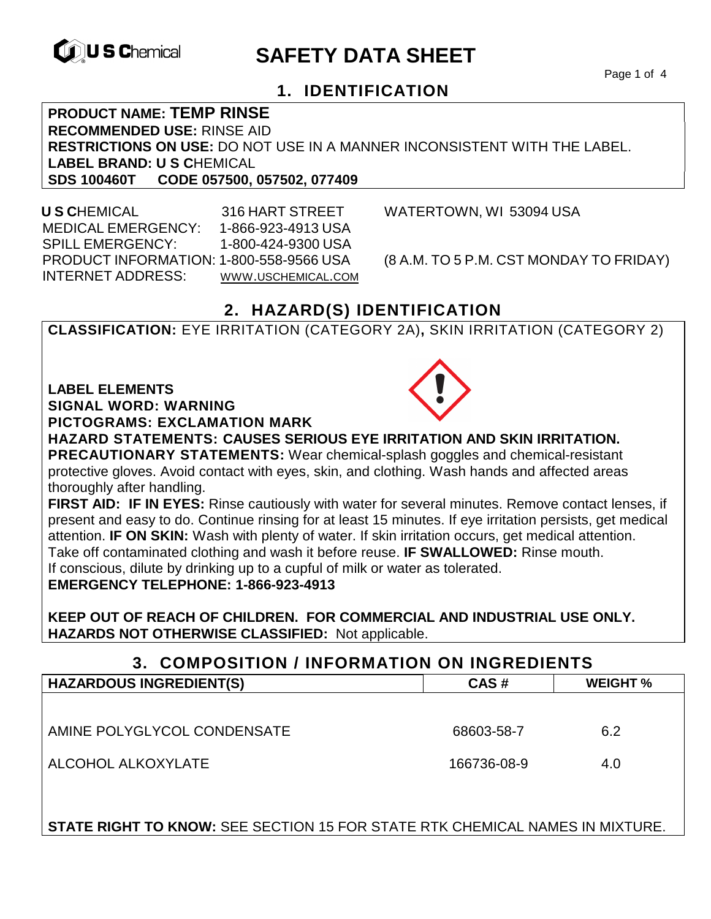# SAFETY DATA SHEET

## 1. IDENTIFICATION

**PRODUCT NAME: TEMP RINSE**
**RECOMMENDED USE:** RINSE AID
**RESTRICTIONS ON USE:** DO NOT USE IN A MANNER INCONSISTENT WITH THE LABEL.
**LABEL BRAND: U S C**HEMICAL
**SDS 100460T CODE 057500, 057502, 077409**

**U S C**HEMICAL 316 HART STREET WATERTOWN, WI 53094 USA
MEDICAL EMERGENCY: 1-866-923-4913 USA
SPILL EMERGENCY: 1-800-424-9300 USA
PRODUCT INFORMATION: 1-800-558-9566 USA (8 A.M. TO 5 P.M. CST MONDAY TO FRIDAY)
INTERNET ADDRESS: WWW.USCHEMICAL.COM

## 2. HAZARD(S) IDENTIFICATION

**CLASSIFICATION:** EYE IRRITATION (CATEGORY 2A)**,** SKIN IRRITATION (CATEGORY 2)

**LABEL ELEMENTS**
**SIGNAL WORD: WARNING**
**PICTOGRAMS: EXCLAMATION MARK**
**HAZARD STATEMENTS: CAUSES SERIOUS EYE IRRITATION AND SKIN IRRITATION.**
**PRECAUTIONARY STATEMENTS:** Wear chemical-splash goggles and chemical-resistant protective gloves. Avoid contact with eyes, skin, and clothing. Wash hands and affected areas thoroughly after handling.
**FIRST AID: IF IN EYES:** Rinse cautiously with water for several minutes. Remove contact lenses, if present and easy to do. Continue rinsing for at least 15 minutes. If eye irritation persists, get medical attention. **IF ON SKIN:** Wash with plenty of water. If skin irritation occurs, get medical attention. Take off contaminated clothing and wash it before reuse. **IF SWALLOWED:** Rinse mouth. If conscious, dilute by drinking up to a cupful of milk or water as tolerated.
**EMERGENCY TELEPHONE: 1-866-923-4913**

**KEEP OUT OF REACH OF CHILDREN. FOR COMMERCIAL AND INDUSTRIAL USE ONLY.**
**HAZARDS NOT OTHERWISE CLASSIFIED:** Not applicable.

## 3. COMPOSITION / INFORMATION ON INGREDIENTS

| HAZARDOUS INGREDIENT(S) | CAS # | WEIGHT % |
|---|---|---|
| AMINE POLYGLYCOL CONDENSATE | 68603-58-7 | 6.2 |
| ALCOHOL ALKOXYLATE | 166736-08-9 | 4.0 |

**STATE RIGHT TO KNOW:** SEE SECTION 15 FOR STATE RTK CHEMICAL NAMES IN MIXTURE.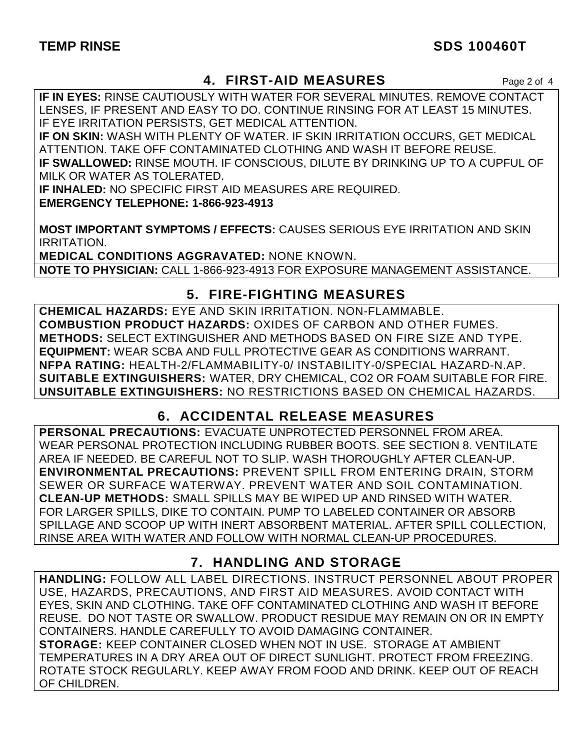## 4. FIRST-AID MEASURES

**IF IN EYES:** RINSE CAUTIOUSLY WITH WATER FOR SEVERAL MINUTES. REMOVE CONTACT LENSES, IF PRESENT AND EASY TO DO. CONTINUE RINSING FOR AT LEAST 15 MINUTES. IF EYE IRRITATION PERSISTS, GET MEDICAL ATTENTION.
**IF ON SKIN:** WASH WITH PLENTY OF WATER. IF SKIN IRRITATION OCCURS, GET MEDICAL ATTENTION. TAKE OFF CONTAMINATED CLOTHING AND WASH IT BEFORE REUSE.
**IF SWALLOWED:** RINSE MOUTH. IF CONSCIOUS, DILUTE BY DRINKING UP TO A CUPFUL OF MILK OR WATER AS TOLERATED.
**IF INHALED:** NO SPECIFIC FIRST AID MEASURES ARE REQUIRED.
**EMERGENCY TELEPHONE: 1-866-923-4913**

**MOST IMPORTANT SYMPTOMS / EFFECTS:** CAUSES SERIOUS EYE IRRITATION AND SKIN IRRITATION.
**MEDICAL CONDITIONS AGGRAVATED:** NONE KNOWN.
**NOTE TO PHYSICIAN:** CALL 1-866-923-4913 FOR EXPOSURE MANAGEMENT ASSISTANCE.

## 5. FIRE-FIGHTING MEASURES

**CHEMICAL HAZARDS:** EYE AND SKIN IRRITATION. NON-FLAMMABLE.
**COMBUSTION PRODUCT HAZARDS:** OXIDES OF CARBON AND OTHER FUMES.
**METHODS:** SELECT EXTINGUISHER AND METHODS BASED ON FIRE SIZE AND TYPE.
**EQUIPMENT:** WEAR SCBA AND FULL PROTECTIVE GEAR AS CONDITIONS WARRANT.
**NFPA RATING:** HEALTH-2/FLAMMABILITY-0/ INSTABILITY-0/SPECIAL HAZARD-N.AP.
**SUITABLE EXTINGUISHERS:** WATER, DRY CHEMICAL, $CO_2$ OR FOAM SUITABLE FOR FIRE.
**UNSUITABLE EXTINGUISHERS:** NO RESTRICTIONS BASED ON CHEMICAL HAZARDS.

## 6. ACCIDENTAL RELEASE MEASURES

**PERSONAL PRECAUTIONS:** EVACUATE UNPROTECTED PERSONNEL FROM AREA. WEAR PERSONAL PROTECTION INCLUDING RUBBER BOOTS. SEE SECTION 8. VENTILATE AREA IF NEEDED. BE CAREFUL NOT TO SLIP. WASH THOROUGHLY AFTER CLEAN-UP.
**ENVIRONMENTAL PRECAUTIONS:** PREVENT SPILL FROM ENTERING DRAIN, STORM SEWER OR SURFACE WATERWAY. PREVENT WATER AND SOIL CONTAMINATION.
**CLEAN-UP METHODS:** SMALL SPILLS MAY BE WIPED UP AND RINSED WITH WATER. FOR LARGER SPILLS, DIKE TO CONTAIN. PUMP TO LABELED CONTAINER OR ABSORB SPILLAGE AND SCOOP UP WITH INERT ABSORBENT MATERIAL. AFTER SPILL COLLECTION, RINSE AREA WITH WATER AND FOLLOW WITH NORMAL CLEAN-UP PROCEDURES.

## 7. HANDLING AND STORAGE

**HANDLING:** FOLLOW ALL LABEL DIRECTIONS. INSTRUCT PERSONNEL ABOUT PROPER USE, HAZARDS, PRECAUTIONS, AND FIRST AID MEASURES. AVOID CONTACT WITH EYES, SKIN AND CLOTHING. TAKE OFF CONTAMINATED CLOTHING AND WASH IT BEFORE REUSE. DO NOT TASTE OR SWALLOW. PRODUCT RESIDUE MAY REMAIN ON OR IN EMPTY CONTAINERS. HANDLE CAREFULLY TO AVOID DAMAGING CONTAINER.
**STORAGE:** KEEP CONTAINER CLOSED WHEN NOT IN USE. STORAGE AT AMBIENT TEMPERATURES IN A DRY AREA OUT OF DIRECT SUNLIGHT. PROTECT FROM FREEZING. ROTATE STOCK REGULARLY. KEEP AWAY FROM FOOD AND DRINK. KEEP OUT OF REACH OF CHILDREN.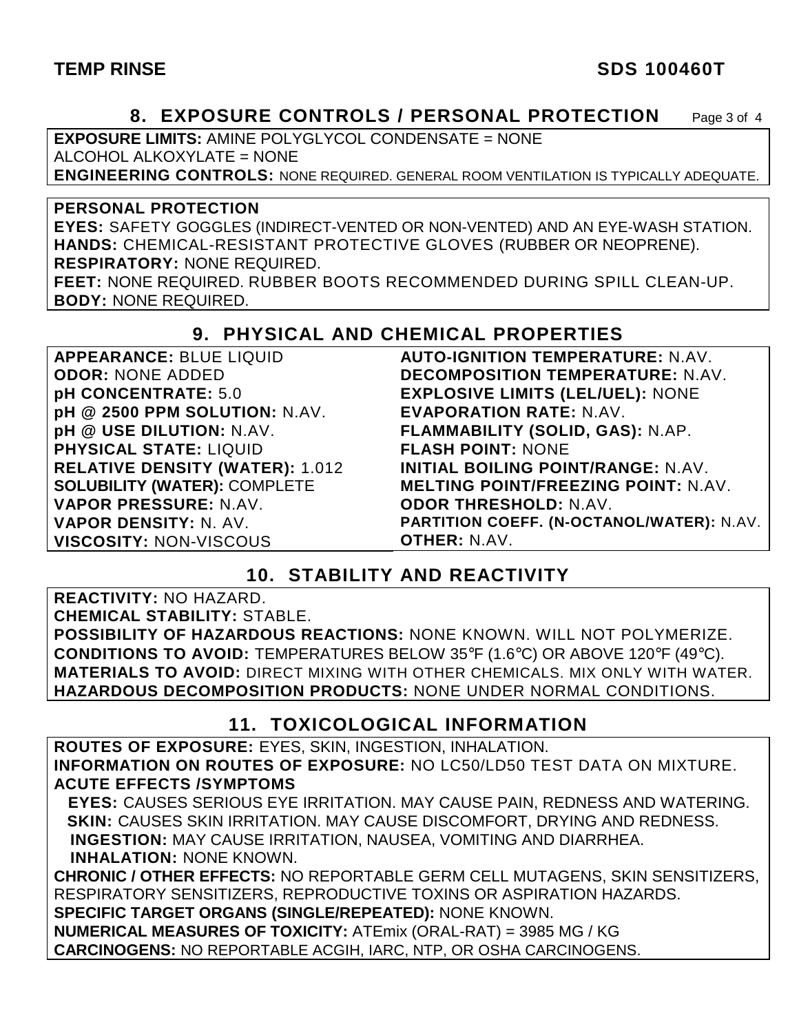## 8. EXPOSURE CONTROLS / PERSONAL PROTECTION

**EXPOSURE LIMITS:** AMINE POLYGLYCOL CONDENSATE = NONE
ALCOHOL ALKOXYLATE = NONE
**ENGINEERING CONTROLS:** NONE REQUIRED. GENERAL ROOM VENTILATION IS TYPICALLY ADEQUATE.

**PERSONAL PROTECTION**
**EYES:** SAFETY GOGGLES (INDIRECT-VENTED OR NON-VENTED) AND AN EYE-WASH STATION.
**HANDS:** CHEMICAL-RESISTANT PROTECTIVE GLOVES (RUBBER OR NEOPRENE).
**RESPIRATORY:** NONE REQUIRED.
**FEET:** NONE REQUIRED. RUBBER BOOTS RECOMMENDED DURING SPILL CLEAN-UP.
**BODY:** NONE REQUIRED.

## 9. PHYSICAL AND CHEMICAL PROPERTIES

**APPEARANCE:** BLUE LIQUID
**ODOR:** NONE ADDED
**pH CONCENTRATE:** 5.0
**pH @ 2500 PPM SOLUTION:** N.AV.
**pH @ USE DILUTION:** N.AV.
**PHYSICAL STATE:** LIQUID
**RELATIVE DENSITY (WATER):** 1.012
**SOLUBILITY (WATER):** COMPLETE
**VAPOR PRESSURE:** N.AV.
**VAPOR DENSITY:** N. AV.
**VISCOSITY:** NON-VISCOUS
**AUTO-IGNITION TEMPERATURE:** N.AV.
**DECOMPOSITION TEMPERATURE:** N.AV.
**EXPLOSIVE LIMITS (LEL/UEL):** NONE
**EVAPORATION RATE:** N.AV.
**FLAMMABILITY (SOLID, GAS):** N.AP.
**FLASH POINT:** NONE
**INITIAL BOILING POINT/RANGE:** N.AV.
**MELTING POINT/FREEZING POINT:** N.AV.
**ODOR THRESHOLD:** N.AV.
**PARTITION COEFF. (N-OCTANOL/WATER):** N.AV.
**OTHER:** N.AV.

## 10. STABILITY AND REACTIVITY

**REACTIVITY:** NO HAZARD.
**CHEMICAL STABILITY:** STABLE.
**POSSIBILITY OF HAZARDOUS REACTIONS:** NONE KNOWN. WILL NOT POLYMERIZE.
**CONDITIONS TO AVOID:** TEMPERATURES BELOW 35°F (1.6°C) OR ABOVE 120°F (49°C).
**MATERIALS TO AVOID:** DIRECT MIXING WITH OTHER CHEMICALS. MIX ONLY WITH WATER.
**HAZARDOUS DECOMPOSITION PRODUCTS:** NONE UNDER NORMAL CONDITIONS.

## 11. TOXICOLOGICAL INFORMATION

**ROUTES OF EXPOSURE:** EYES, SKIN, INGESTION, INHALATION.
**INFORMATION ON ROUTES OF EXPOSURE:** NO LC50/LD50 TEST DATA ON MIXTURE.
**ACUTE EFFECTS /SYMPTOMS**
**EYES:** CAUSES SERIOUS EYE IRRITATION. MAY CAUSE PAIN, REDNESS AND WATERING.
**SKIN:** CAUSES SKIN IRRITATION. MAY CAUSE DISCOMFORT, DRYING AND REDNESS.
**INGESTION:** MAY CAUSE IRRITATION, NAUSEA, VOMITING AND DIARRHEA.
**INHALATION:** NONE KNOWN.
**CHRONIC / OTHER EFFECTS:** NO REPORTABLE GERM CELL MUTAGENS, SKIN SENSITIZERS, RESPIRATORY SENSITIZERS, REPRODUCTIVE TOXINS OR ASPIRATION HAZARDS.
**SPECIFIC TARGET ORGANS (SINGLE/REPEATED):** NONE KNOWN.
**NUMERICAL MEASURES OF TOXICITY:** ATEmix (ORAL-RAT) = 3985 MG / KG
**CARCINOGENS:** NO REPORTABLE ACGIH, IARC, NTP, OR OSHA CARCINOGENS.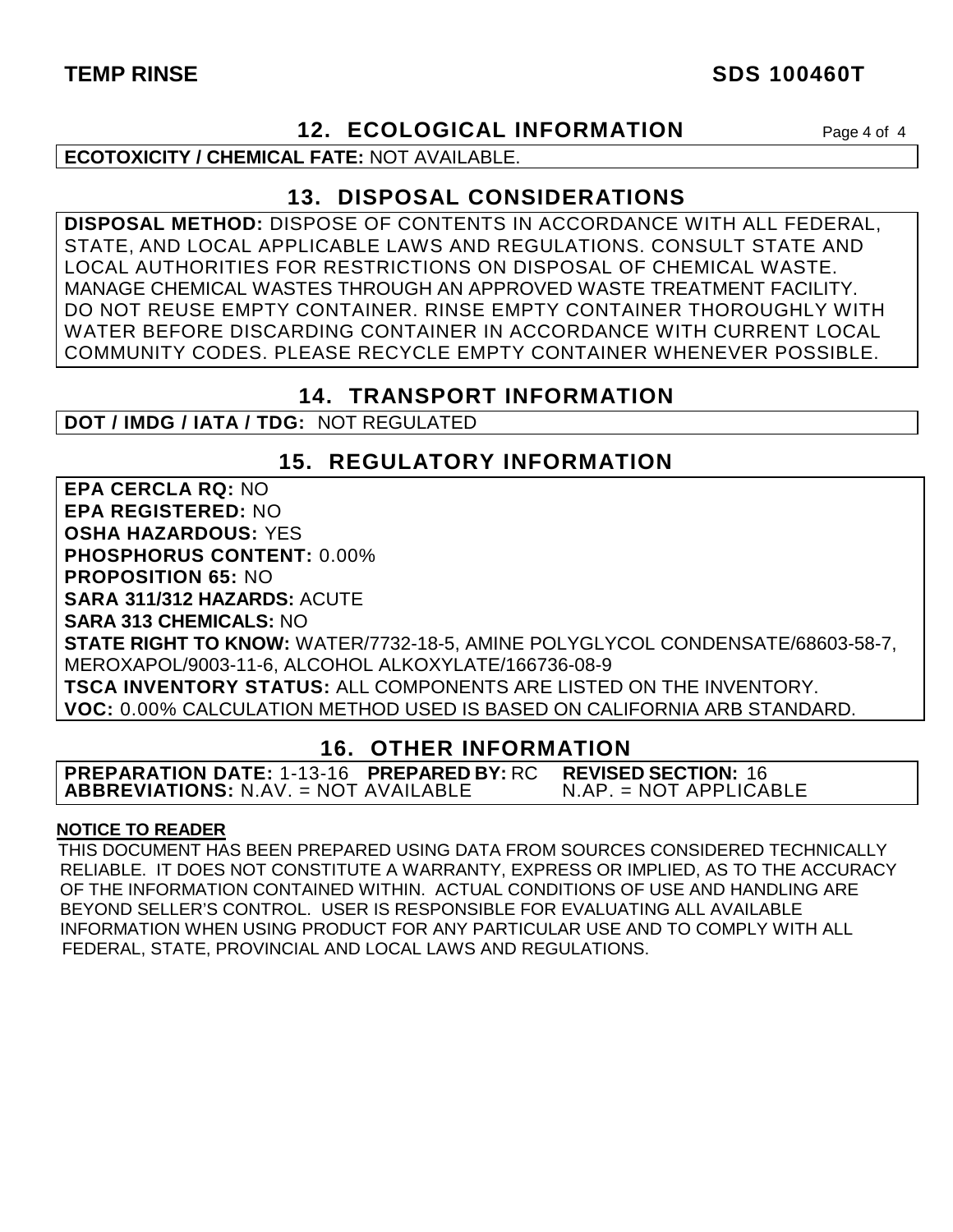## 12. ECOLOGICAL INFORMATION

**ECOTOXICITY / CHEMICAL FATE:** NOT AVAILABLE.

## 13. DISPOSAL CONSIDERATIONS

**DISPOSAL METHOD:** DISPOSE OF CONTENTS IN ACCORDANCE WITH ALL FEDERAL, STATE, AND LOCAL APPLICABLE LAWS AND REGULATIONS. CONSULT STATE AND LOCAL AUTHORITIES FOR RESTRICTIONS ON DISPOSAL OF CHEMICAL WASTE. MANAGE CHEMICAL WASTES THROUGH AN APPROVED WASTE TREATMENT FACILITY. DO NOT REUSE EMPTY CONTAINER. RINSE EMPTY CONTAINER THOROUGHLY WITH WATER BEFORE DISCARDING CONTAINER IN ACCORDANCE WITH CURRENT LOCAL COMMUNITY CODES. PLEASE RECYCLE EMPTY CONTAINER WHENEVER POSSIBLE.

## 14. TRANSPORT INFORMATION

**DOT / IMDG / IATA / TDG:** NOT REGULATED

## 15. REGULATORY INFORMATION

**EPA CERCLA RQ:** NO
**EPA REGISTERED:** NO
**OSHA HAZARDOUS:** YES
**PHOSPHORUS CONTENT:** 0.00%
**PROPOSITION 65:** NO
**SARA 311/312 HAZARDS:** ACUTE
**SARA 313 CHEMICALS:** NO
**STATE RIGHT TO KNOW:** WATER/7732-18-5, AMINE POLYGLYCOL CONDENSATE/68603-58-7, MEROXAPOL/9003-11-6, ALCOHOL ALKOXYLATE/166736-08-9
**TSCA INVENTORY STATUS:** ALL COMPONENTS ARE LISTED ON THE INVENTORY.
**VOC:** 0.00% CALCULATION METHOD USED IS BASED ON CALIFORNIA ARB STANDARD.

## 16. OTHER INFORMATION

**PREPARATION DATE:** 1-13-16 **PREPARED BY:** RC **REVISED SECTION:** 16
**ABBREVIATIONS:** N.AV. = NOT AVAILABLE N.AP. = NOT APPLICABLE

**NOTICE TO READER**

THIS DOCUMENT HAS BEEN PREPARED USING DATA FROM SOURCES CONSIDERED TECHNICALLY RELIABLE. IT DOES NOT CONSTITUTE A WARRANTY, EXPRESS OR IMPLIED, AS TO THE ACCURACY OF THE INFORMATION CONTAINED WITHIN. ACTUAL CONDITIONS OF USE AND HANDLING ARE BEYOND SELLER'S CONTROL. USER IS RESPONSIBLE FOR EVALUATING ALL AVAILABLE INFORMATION WHEN USING PRODUCT FOR ANY PARTICULAR USE AND TO COMPLY WITH ALL FEDERAL, STATE, PROVINCIAL AND LOCAL LAWS AND REGULATIONS.